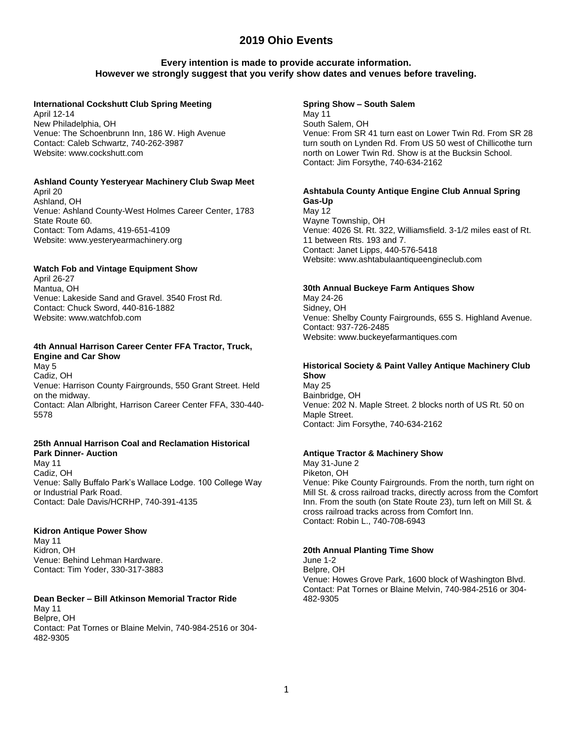# 2019 Ohio Events

**Every intention is made to provide accurate information.
However we strongly suggest that you verify show dates and venues before traveling.**

**International Cockshutt Club Spring Meeting**
April 12-14
New Philadelphia, OH
Venue: The Schoenbrunn Inn, 186 W. High Avenue
Contact: Caleb Schwartz, 740-262-3987
Website: www.cockshutt.com

**Ashland County Yesteryear Machinery Club Swap Meet**
April 20
Ashland, OH
Venue: Ashland County-West Holmes Career Center, 1783 State Route 60.
Contact: Tom Adams, 419-651-4109
Website: www.yesteryearmachinery.org

**Watch Fob and Vintage Equipment Show**
April 26-27
Mantua, OH
Venue: Lakeside Sand and Gravel. 3540 Frost Rd.
Contact: Chuck Sword, 440-816-1882
Website: www.watchfob.com

**4th Annual Harrison Career Center FFA Tractor, Truck, Engine and Car Show**
May 5
Cadiz, OH
Venue: Harrison County Fairgrounds, 550 Grant Street. Held on the midway.
Contact: Alan Albright, Harrison Career Center FFA, 330-440-5578

**25th Annual Harrison Coal and Reclamation Historical Park Dinner- Auction**
May 11
Cadiz, OH
Venue: Sally Buffalo Park's Wallace Lodge. 100 College Way or Industrial Park Road.
Contact: Dale Davis/HCRHP, 740-391-4135

**Kidron Antique Power Show**
May 11
Kidron, OH
Venue: Behind Lehman Hardware.
Contact: Tim Yoder, 330-317-3883

**Dean Becker – Bill Atkinson Memorial Tractor Ride**
May 11
Belpre, OH
Contact: Pat Tornes or Blaine Melvin, 740-984-2516 or 304-482-9305

**Spring Show – South Salem**
May 11
South Salem, OH
Venue: From SR 41 turn east on Lower Twin Rd. From SR 28 turn south on Lynden Rd. From US 50 west of Chillicothe turn north on Lower Twin Rd. Show is at the Bucksin School.
Contact: Jim Forsythe, 740-634-2162

**Ashtabula County Antique Engine Club Annual Spring Gas-Up**
May 12
Wayne Township, OH
Venue: 4026 St. Rt. 322, Williamsfield. 3-1/2 miles east of Rt. 11 between Rts. 193 and 7.
Contact: Janet Lipps, 440-576-5418
Website: www.ashtabulaantiqueengineclub.com

**30th Annual Buckeye Farm Antiques Show**
May 24-26
Sidney, OH
Venue: Shelby County Fairgrounds, 655 S. Highland Avenue.
Contact: 937-726-2485
Website: www.buckeyefarmantiques.com

**Historical Society & Paint Valley Antique Machinery Club Show**
May 25
Bainbridge, OH
Venue: 202 N. Maple Street. 2 blocks north of US Rt. 50 on Maple Street.
Contact: Jim Forsythe, 740-634-2162

**Antique Tractor & Machinery Show**
May 31-June 2
Piketon, OH
Venue: Pike County Fairgrounds. From the north, turn right on Mill St. & cross railroad tracks, directly across from the Comfort Inn. From the south (on State Route 23), turn left on Mill St. & cross railroad tracks across from Comfort Inn.
Contact: Robin L., 740-708-6943

**20th Annual Planting Time Show**
June 1-2
Belpre, OH
Venue: Howes Grove Park, 1600 block of Washington Blvd.
Contact: Pat Tornes or Blaine Melvin, 740-984-2516 or 304-482-9305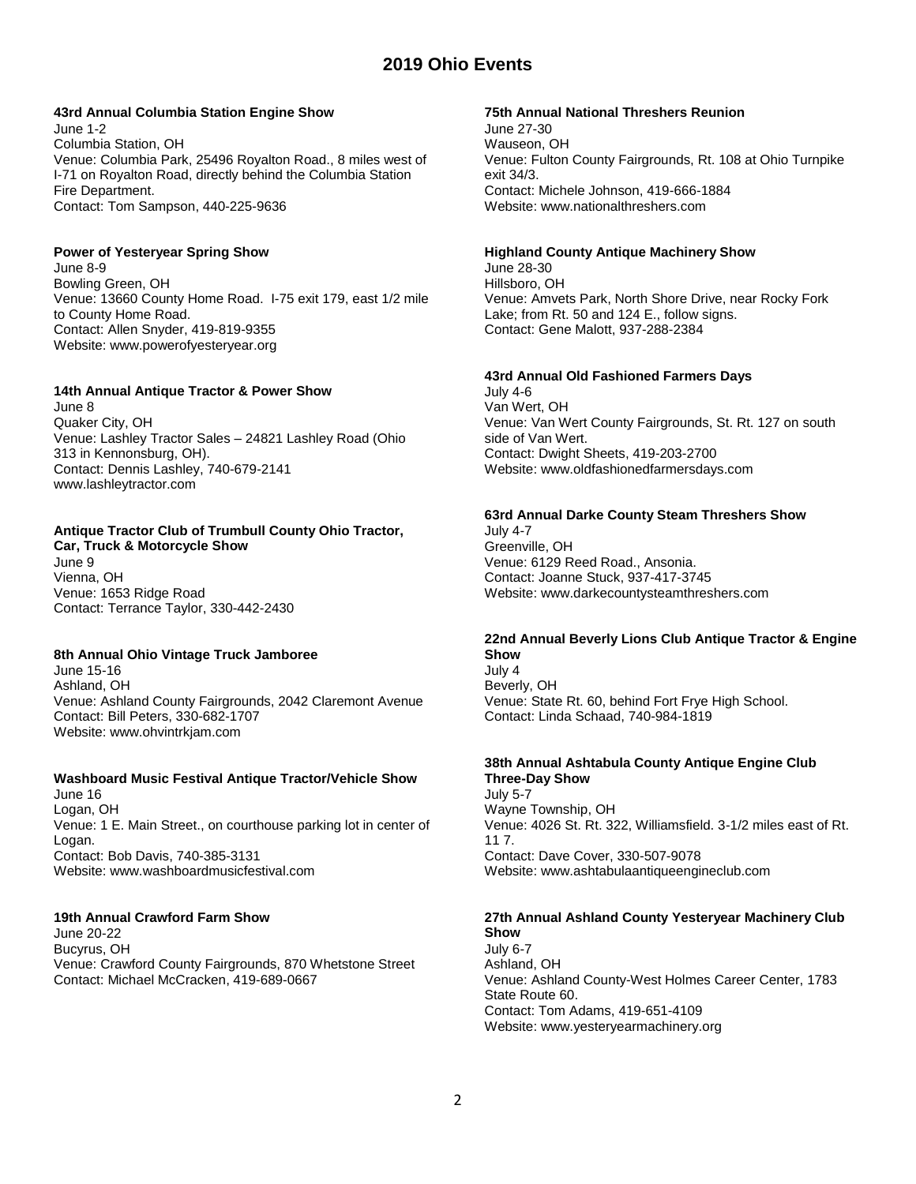# 2019 Ohio Events

**43rd Annual Columbia Station Engine Show**
June 1-2
Columbia Station, OH
Venue: Columbia Park, 25496 Royalton Road., 8 miles west of I-71 on Royalton Road, directly behind the Columbia Station Fire Department.
Contact: Tom Sampson, 440-225-9636

**Power of Yesteryear Spring Show**
June 8-9
Bowling Green, OH
Venue: 13660 County Home Road. I-75 exit 179, east 1/2 mile to County Home Road.
Contact: Allen Snyder, 419-819-9355
Website: www.powerofyesteryear.org

**14th Annual Antique Tractor & Power Show**
June 8
Quaker City, OH
Venue: Lashley Tractor Sales – 24821 Lashley Road (Ohio 313 in Kennonsburg, OH).
Contact: Dennis Lashley, 740-679-2141
www.lashleytractor.com

**Antique Tractor Club of Trumbull County Ohio Tractor, Car, Truck & Motorcycle Show**
June 9
Vienna, OH
Venue: 1653 Ridge Road
Contact: Terrance Taylor, 330-442-2430

**8th Annual Ohio Vintage Truck Jamboree**
June 15-16
Ashland, OH
Venue: Ashland County Fairgrounds, 2042 Claremont Avenue
Contact: Bill Peters, 330-682-1707
Website: www.ohvintrkjam.com

**Washboard Music Festival Antique Tractor/Vehicle Show**
June 16
Logan, OH
Venue: 1 E. Main Street., on courthouse parking lot in center of Logan.
Contact: Bob Davis, 740-385-3131
Website: www.washboardmusicfestival.com

**19th Annual Crawford Farm Show**
June 20-22
Bucyrus, OH
Venue: Crawford County Fairgrounds, 870 Whetstone Street
Contact: Michael McCracken, 419-689-0667

**75th Annual National Threshers Reunion**
June 27-30
Wauseon, OH
Venue: Fulton County Fairgrounds, Rt. 108 at Ohio Turnpike exit 34/3.
Contact: Michele Johnson, 419-666-1884
Website: www.nationalthreshers.com

**Highland County Antique Machinery Show**
June 28-30
Hillsboro, OH
Venue: Amvets Park, North Shore Drive, near Rocky Fork Lake; from Rt. 50 and 124 E., follow signs.
Contact: Gene Malott, 937-288-2384

**43rd Annual Old Fashioned Farmers Days**
July 4-6
Van Wert, OH
Venue: Van Wert County Fairgrounds, St. Rt. 127 on south side of Van Wert.
Contact: Dwight Sheets, 419-203-2700
Website: www.oldfashionedfarmersdays.com

**63rd Annual Darke County Steam Threshers Show**
July 4-7
Greenville, OH
Venue: 6129 Reed Road., Ansonia.
Contact: Joanne Stuck, 937-417-3745
Website: www.darkecountysteamthreshers.com

**22nd Annual Beverly Lions Club Antique Tractor & Engine Show**
July 4
Beverly, OH
Venue: State Rt. 60, behind Fort Frye High School.
Contact: Linda Schaad, 740-984-1819

**38th Annual Ashtabula County Antique Engine Club Three-Day Show**
July 5-7
Wayne Township, OH
Venue: 4026 St. Rt. 322, Williamsfield. 3-1/2 miles east of Rt. 11 7.
Contact: Dave Cover, 330-507-9078
Website: www.ashtabulaantiqueengineclub.com

**27th Annual Ashland County Yesteryear Machinery Club Show**
July 6-7
Ashland, OH
Venue: Ashland County-West Holmes Career Center, 1783 State Route 60.
Contact: Tom Adams, 419-651-4109
Website: www.yesteryearmachinery.org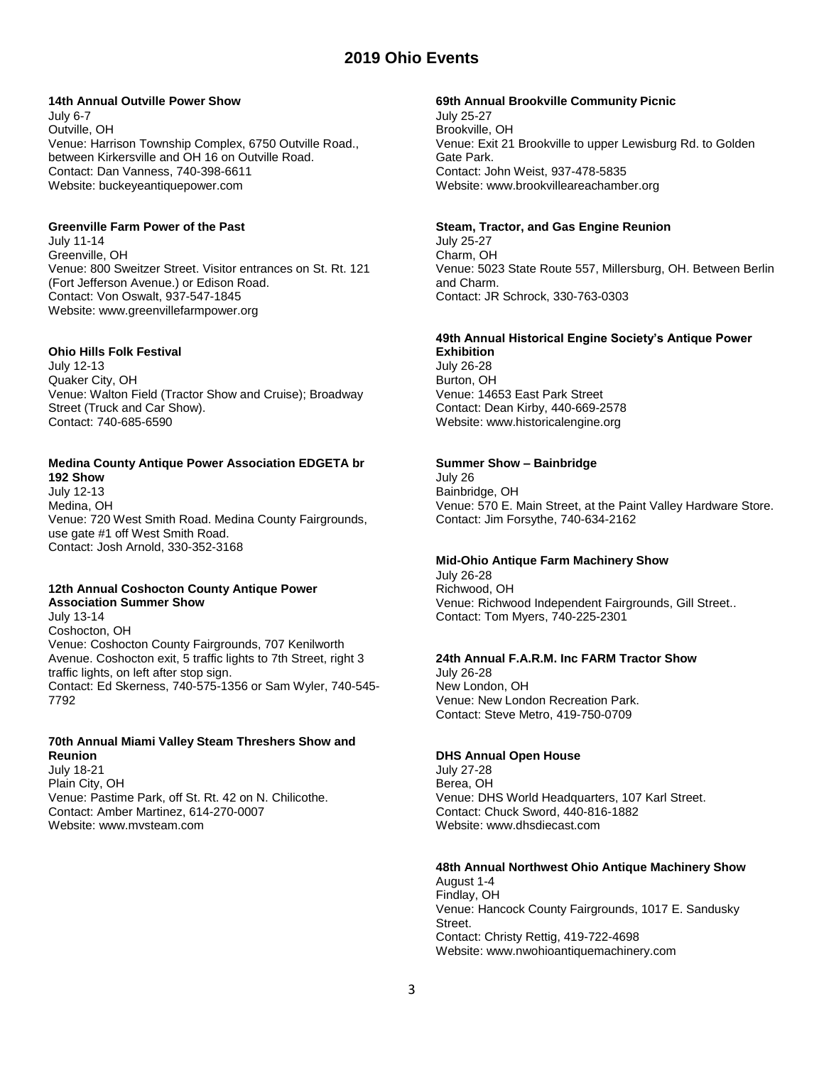# 2019 Ohio Events

**14th Annual Outville Power Show**
July 6-7
Outville, OH
Venue: Harrison Township Complex, 6750 Outville Road., between Kirkersville and OH 16 on Outville Road.
Contact: Dan Vanness, 740-398-6611
Website: buckeyeantiquepower.com

**Greenville Farm Power of the Past**
July 11-14
Greenville, OH
Venue: 800 Sweitzer Street. Visitor entrances on St. Rt. 121 (Fort Jefferson Avenue.) or Edison Road.
Contact: Von Oswalt, 937-547-1845
Website: www.greenvillefarmpower.org

**Ohio Hills Folk Festival**
July 12-13
Quaker City, OH
Venue: Walton Field (Tractor Show and Cruise); Broadway Street (Truck and Car Show).
Contact: 740-685-6590

**Medina County Antique Power Association EDGETA br 192 Show**
July 12-13
Medina, OH
Venue: 720 West Smith Road. Medina County Fairgrounds, use gate #1 off West Smith Road.
Contact: Josh Arnold, 330-352-3168

**12th Annual Coshocton County Antique Power Association Summer Show**
July 13-14
Coshocton, OH
Venue: Coshocton County Fairgrounds, 707 Kenilworth Avenue. Coshocton exit, 5 traffic lights to 7th Street, right 3 traffic lights, on left after stop sign.
Contact: Ed Skerness, 740-575-1356 or Sam Wyler, 740-545-7792

**70th Annual Miami Valley Steam Threshers Show and Reunion**
July 18-21
Plain City, OH
Venue: Pastime Park, off St. Rt. 42 on N. Chilicothe.
Contact: Amber Martinez, 614-270-0007
Website: www.mvsteam.com

**69th Annual Brookville Community Picnic**
July 25-27
Brookville, OH
Venue: Exit 21 Brookville to upper Lewisburg Rd. to Golden Gate Park.
Contact: John Weist, 937-478-5835
Website: www.brookvilleareachamber.org

**Steam, Tractor, and Gas Engine Reunion**
July 25-27
Charm, OH
Venue: 5023 State Route 557, Millersburg, OH. Between Berlin and Charm.
Contact: JR Schrock, 330-763-0303

**49th Annual Historical Engine Society's Antique Power Exhibition**
July 26-28
Burton, OH
Venue: 14653 East Park Street
Contact: Dean Kirby, 440-669-2578
Website: www.historicalengine.org

**Summer Show – Bainbridge**
July 26
Bainbridge, OH
Venue: 570 E. Main Street, at the Paint Valley Hardware Store.
Contact: Jim Forsythe, 740-634-2162

**Mid-Ohio Antique Farm Machinery Show**
July 26-28
Richwood, OH
Venue: Richwood Independent Fairgrounds, Gill Street..
Contact: Tom Myers, 740-225-2301

**24th Annual F.A.R.M. Inc FARM Tractor Show**
July 26-28
New London, OH
Venue: New London Recreation Park.
Contact: Steve Metro, 419-750-0709

**DHS Annual Open House**
July 27-28
Berea, OH
Venue: DHS World Headquarters, 107 Karl Street.
Contact: Chuck Sword, 440-816-1882
Website: www.dhsdiecast.com

**48th Annual Northwest Ohio Antique Machinery Show**
August 1-4
Findlay, OH
Venue: Hancock County Fairgrounds, 1017 E. Sandusky Street.
Contact: Christy Rettig, 419-722-4698
Website: www.nwohioantiquemachinery.com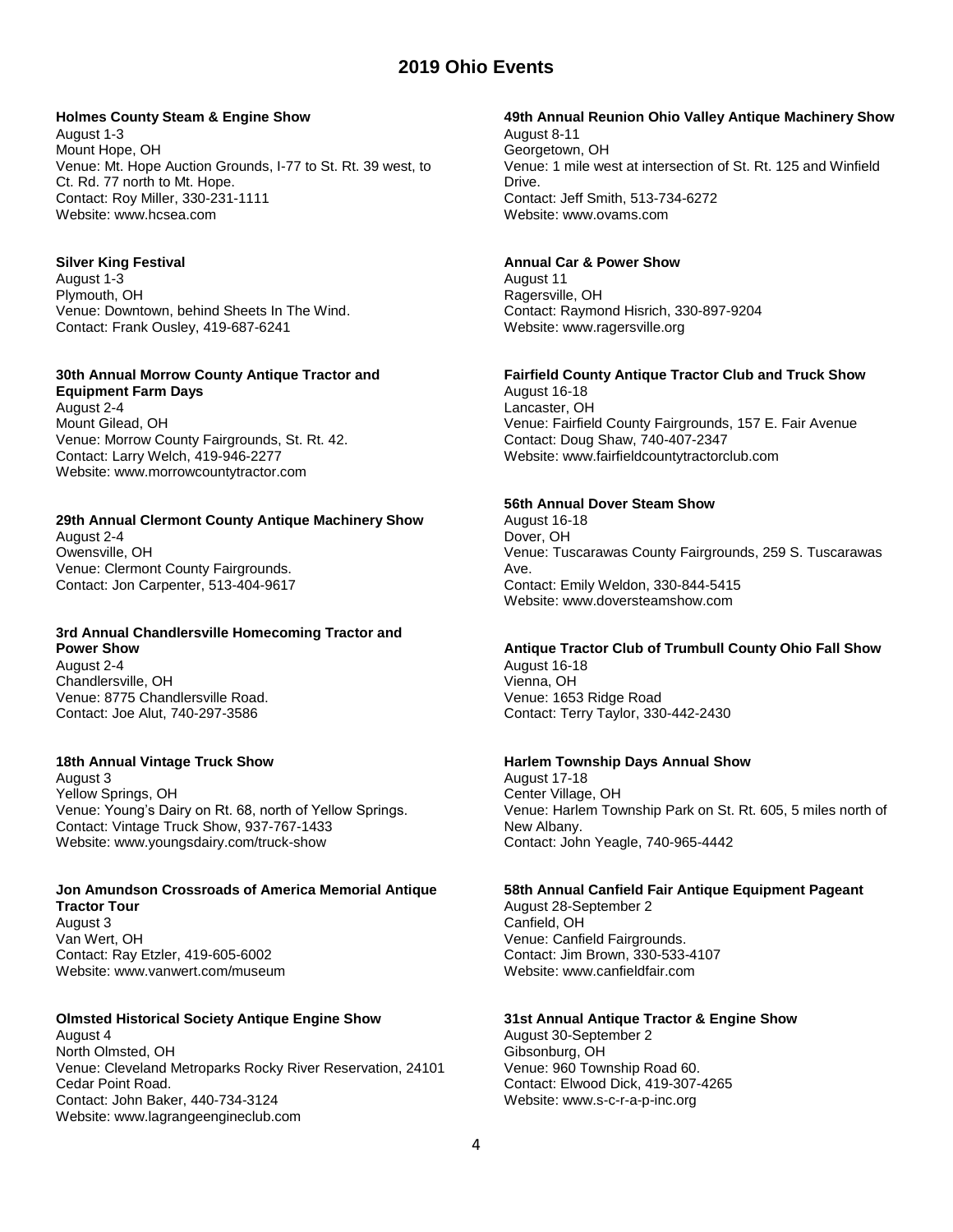# 2019 Ohio Events

**Holmes County Steam & Engine Show**
August 1-3
Mount Hope, OH
Venue: Mt. Hope Auction Grounds, I-77 to St. Rt. 39 west, to Ct. Rd. 77 north to Mt. Hope.
Contact: Roy Miller, 330-231-1111
Website: www.hcsea.com

**Silver King Festival**
August 1-3
Plymouth, OH
Venue: Downtown, behind Sheets In The Wind.
Contact: Frank Ousley, 419-687-6241

**30th Annual Morrow County Antique Tractor and Equipment Farm Days**
August 2-4
Mount Gilead, OH
Venue: Morrow County Fairgrounds, St. Rt. 42.
Contact: Larry Welch, 419-946-2277
Website: www.morrowcountytractor.com

**29th Annual Clermont County Antique Machinery Show**
August 2-4
Owensville, OH
Venue: Clermont County Fairgrounds.
Contact: Jon Carpenter, 513-404-9617

**3rd Annual Chandlersville Homecoming Tractor and Power Show**
August 2-4
Chandlersville, OH
Venue: 8775 Chandlersville Road.
Contact: Joe Alut, 740-297-3586

**18th Annual Vintage Truck Show**
August 3
Yellow Springs, OH
Venue: Young's Dairy on Rt. 68, north of Yellow Springs.
Contact: Vintage Truck Show, 937-767-1433
Website: www.youngsdairy.com/truck-show

**Jon Amundson Crossroads of America Memorial Antique Tractor Tour**
August 3
Van Wert, OH
Contact: Ray Etzler, 419-605-6002
Website: www.vanwert.com/museum

**Olmsted Historical Society Antique Engine Show**
August 4
North Olmsted, OH
Venue: Cleveland Metroparks Rocky River Reservation, 24101 Cedar Point Road.
Contact: John Baker, 440-734-3124
Website: www.lagrangeengineclub.com

**49th Annual Reunion Ohio Valley Antique Machinery Show**
August 8-11
Georgetown, OH
Venue: 1 mile west at intersection of St. Rt. 125 and Winfield Drive.
Contact: Jeff Smith, 513-734-6272
Website: www.ovams.com

**Annual Car & Power Show**
August 11
Ragersville, OH
Contact: Raymond Hisrich, 330-897-9204
Website: www.ragersville.org

**Fairfield County Antique Tractor Club and Truck Show**
August 16-18
Lancaster, OH
Venue: Fairfield County Fairgrounds, 157 E. Fair Avenue
Contact: Doug Shaw, 740-407-2347
Website: www.fairfieldcountytractorclub.com

**56th Annual Dover Steam Show**
August 16-18
Dover, OH
Venue: Tuscarawas County Fairgrounds, 259 S. Tuscarawas Ave.
Contact: Emily Weldon, 330-844-5415
Website: www.doversteamshow.com

**Antique Tractor Club of Trumbull County Ohio Fall Show**
August 16-18
Vienna, OH
Venue: 1653 Ridge Road
Contact: Terry Taylor, 330-442-2430

**Harlem Township Days Annual Show**
August 17-18
Center Village, OH
Venue: Harlem Township Park on St. Rt. 605, 5 miles north of New Albany.
Contact: John Yeagle, 740-965-4442

**58th Annual Canfield Fair Antique Equipment Pageant**
August 28-September 2
Canfield, OH
Venue: Canfield Fairgrounds.
Contact: Jim Brown, 330-533-4107
Website: www.canfieldfair.com

**31st Annual Antique Tractor & Engine Show**
August 30-September 2
Gibsonburg, OH
Venue: 960 Township Road 60.
Contact: Elwood Dick, 419-307-4265
Website: www.s-c-r-a-p-inc.org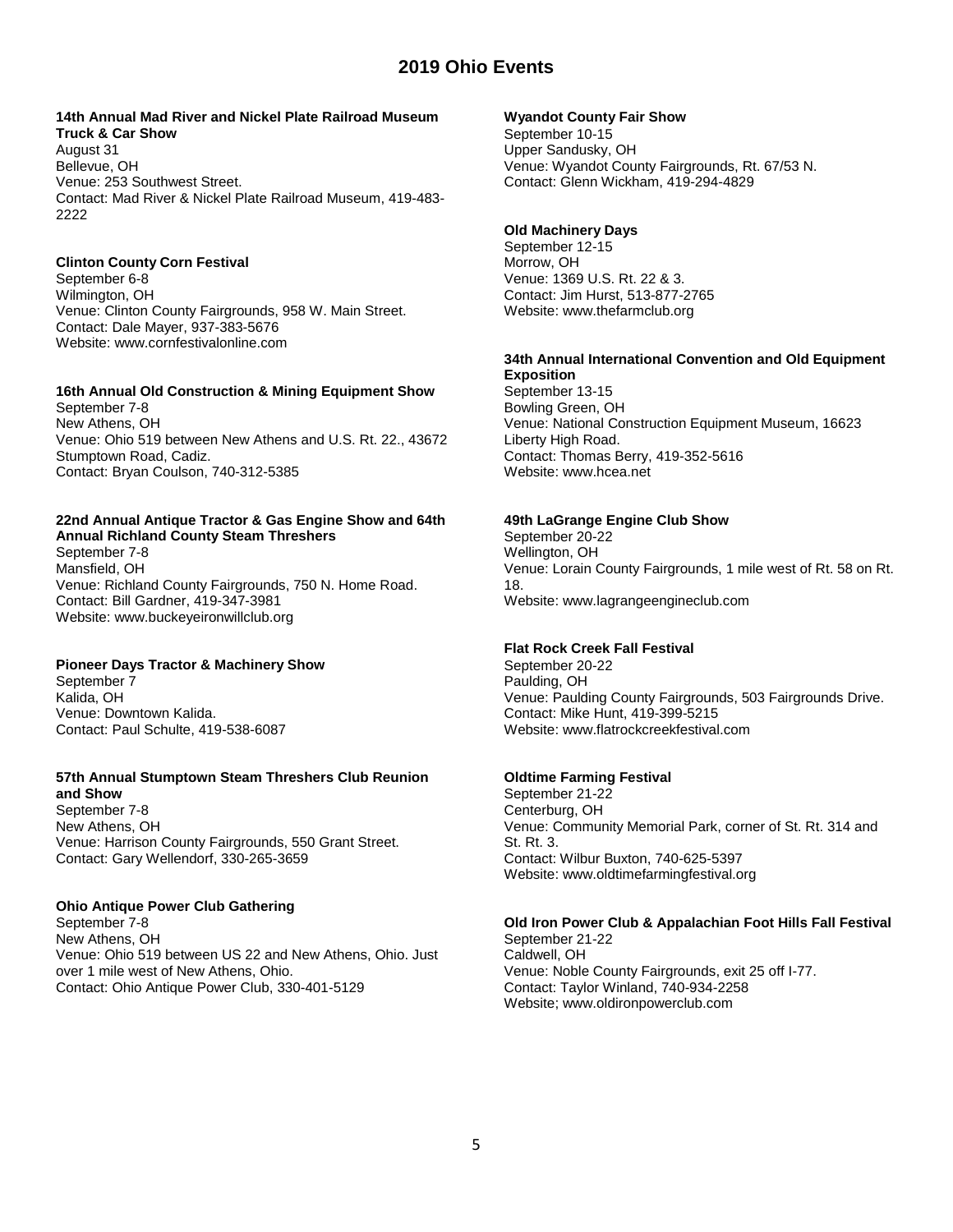# 2019 Ohio Events

**14th Annual Mad River and Nickel Plate Railroad Museum Truck & Car Show**
August 31
Bellevue, OH
Venue: 253 Southwest Street.
Contact: Mad River & Nickel Plate Railroad Museum, 419-483-2222

**Clinton County Corn Festival**
September 6-8
Wilmington, OH
Venue: Clinton County Fairgrounds, 958 W. Main Street.
Contact: Dale Mayer, 937-383-5676
Website: www.cornfestivalonline.com

**16th Annual Old Construction & Mining Equipment Show**
September 7-8
New Athens, OH
Venue: Ohio 519 between New Athens and U.S. Rt. 22., 43672 Stumptown Road, Cadiz.
Contact: Bryan Coulson, 740-312-5385

**22nd Annual Antique Tractor & Gas Engine Show and 64th Annual Richland County Steam Threshers**
September 7-8
Mansfield, OH
Venue: Richland County Fairgrounds, 750 N. Home Road.
Contact: Bill Gardner, 419-347-3981
Website: www.buckeyeironwillclub.org

**Pioneer Days Tractor & Machinery Show**
September 7
Kalida, OH
Venue: Downtown Kalida.
Contact: Paul Schulte, 419-538-6087

**57th Annual Stumptown Steam Threshers Club Reunion and Show**
September 7-8
New Athens, OH
Venue: Harrison County Fairgrounds, 550 Grant Street.
Contact: Gary Wellendorf, 330-265-3659

**Ohio Antique Power Club Gathering**
September 7-8
New Athens, OH
Venue: Ohio 519 between US 22 and New Athens, Ohio. Just over 1 mile west of New Athens, Ohio.
Contact: Ohio Antique Power Club, 330-401-5129

**Wyandot County Fair Show**
September 10-15
Upper Sandusky, OH
Venue: Wyandot County Fairgrounds, Rt. 67/53 N.
Contact: Glenn Wickham, 419-294-4829

**Old Machinery Days**
September 12-15
Morrow, OH
Venue: 1369 U.S. Rt. 22 & 3.
Contact: Jim Hurst, 513-877-2765
Website: www.thefarmclub.org

**34th Annual International Convention and Old Equipment Exposition**
September 13-15
Bowling Green, OH
Venue: National Construction Equipment Museum, 16623 Liberty High Road.
Contact: Thomas Berry, 419-352-5616
Website: www.hcea.net

**49th LaGrange Engine Club Show**
September 20-22
Wellington, OH
Venue: Lorain County Fairgrounds, 1 mile west of Rt. 58 on Rt. 18.
Website: www.lagrangeengineclub.com

**Flat Rock Creek Fall Festival**
September 20-22
Paulding, OH
Venue: Paulding County Fairgrounds, 503 Fairgrounds Drive.
Contact: Mike Hunt, 419-399-5215
Website: www.flatrockcreekfestival.com

**Oldtime Farming Festival**
September 21-22
Centerburg, OH
Venue: Community Memorial Park, corner of St. Rt. 314 and St. Rt. 3.
Contact: Wilbur Buxton, 740-625-5397
Website: www.oldtimefarmingfestival.org

**Old Iron Power Club & Appalachian Foot Hills Fall Festival**
September 21-22
Caldwell, OH
Venue: Noble County Fairgrounds, exit 25 off I-77.
Contact: Taylor Winland, 740-934-2258
Website; www.oldironpowerclub.com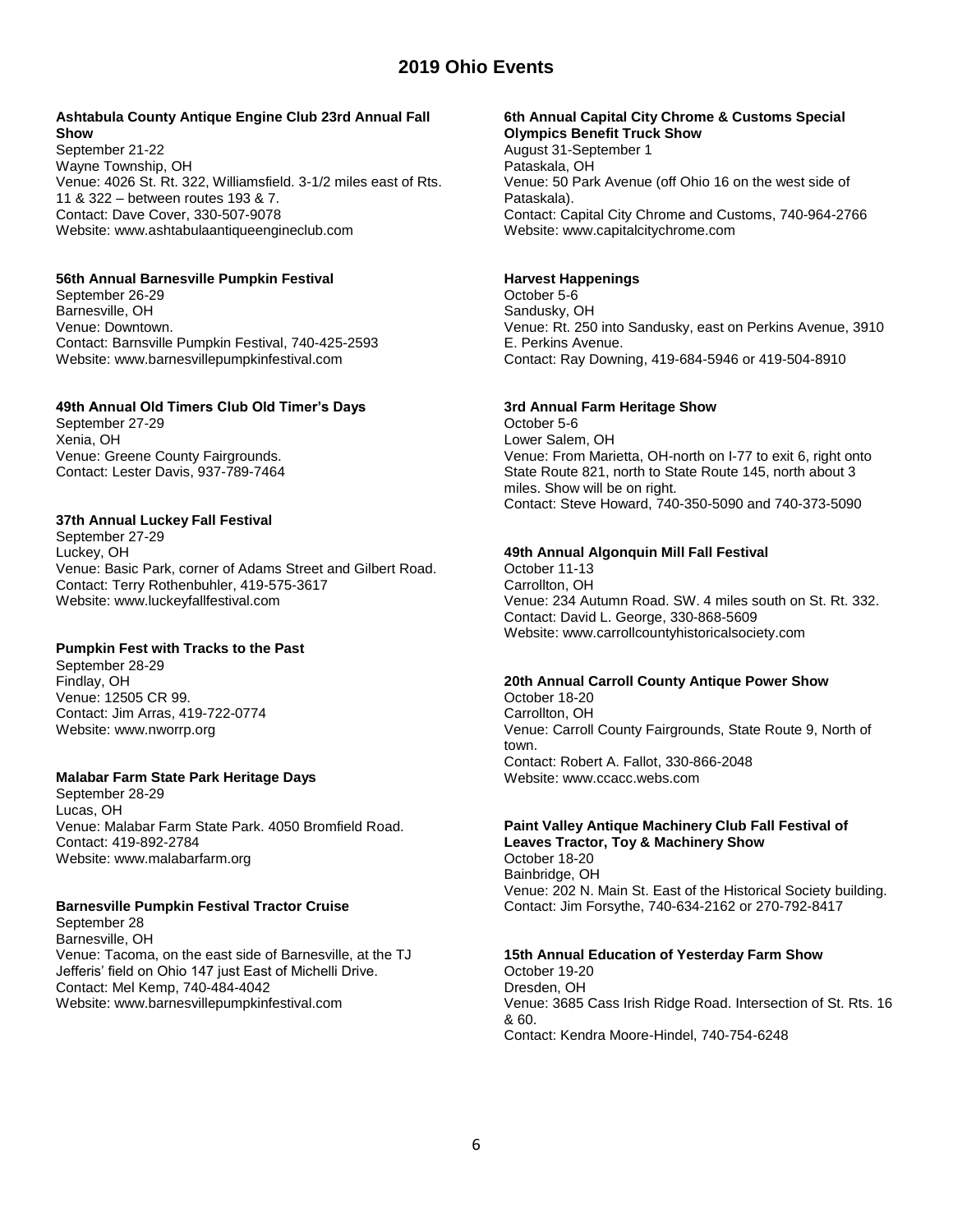# 2019 Ohio Events

**Ashtabula County Antique Engine Club 23rd Annual Fall Show**
September 21-22
Wayne Township, OH
Venue: 4026 St. Rt. 322, Williamsfield. 3-1/2 miles east of Rts. 11 & 322 – between routes 193 & 7.
Contact: Dave Cover, 330-507-9078
Website: www.ashtabulaantiqueengineclub.com

**56th Annual Barnesville Pumpkin Festival**
September 26-29
Barnesville, OH
Venue: Downtown.
Contact: Barnsville Pumpkin Festival, 740-425-2593
Website: www.barnesvillepumpkinfestival.com

**49th Annual Old Timers Club Old Timer's Days**
September 27-29
Xenia, OH
Venue: Greene County Fairgrounds.
Contact: Lester Davis, 937-789-7464

**37th Annual Luckey Fall Festival**
September 27-29
Luckey, OH
Venue: Basic Park, corner of Adams Street and Gilbert Road.
Contact: Terry Rothenbuhler, 419-575-3617
Website: www.luckeyfallfestival.com

**Pumpkin Fest with Tracks to the Past**
September 28-29
Findlay, OH
Venue: 12505 CR 99.
Contact: Jim Arras, 419-722-0774
Website: www.nworrp.org

**Malabar Farm State Park Heritage Days**
September 28-29
Lucas, OH
Venue: Malabar Farm State Park. 4050 Bromfield Road.
Contact: 419-892-2784
Website: www.malabarfarm.org

**Barnesville Pumpkin Festival Tractor Cruise**
September 28
Barnesville, OH
Venue: Tacoma, on the east side of Barnesville, at the TJ Jefferis' field on Ohio 147 just East of Michelli Drive.
Contact: Mel Kemp, 740-484-4042
Website: www.barnesvillepumpkinfestival.com

**6th Annual Capital City Chrome & Customs Special Olympics Benefit Truck Show**
August 31-September 1
Pataskala, OH
Venue: 50 Park Avenue (off Ohio 16 on the west side of Pataskala).
Contact: Capital City Chrome and Customs, 740-964-2766
Website: www.capitalcitychrome.com

**Harvest Happenings**
October 5-6
Sandusky, OH
Venue: Rt. 250 into Sandusky, east on Perkins Avenue, 3910 E. Perkins Avenue.
Contact: Ray Downing, 419-684-5946 or 419-504-8910

**3rd Annual Farm Heritage Show**
October 5-6
Lower Salem, OH
Venue: From Marietta, OH-north on I-77 to exit 6, right onto State Route 821, north to State Route 145, north about 3 miles. Show will be on right.
Contact: Steve Howard, 740-350-5090 and 740-373-5090

**49th Annual Algonquin Mill Fall Festival**
October 11-13
Carrollton, OH
Venue: 234 Autumn Road. SW. 4 miles south on St. Rt. 332.
Contact: David L. George, 330-868-5609
Website: www.carrollcountyhistoricalsociety.com

**20th Annual Carroll County Antique Power Show**
October 18-20
Carrollton, OH
Venue: Carroll County Fairgrounds, State Route 9, North of town.
Contact: Robert A. Fallot, 330-866-2048
Website: www.ccacc.webs.com

**Paint Valley Antique Machinery Club Fall Festival of Leaves Tractor, Toy & Machinery Show**
October 18-20
Bainbridge, OH
Venue: 202 N. Main St. East of the Historical Society building.
Contact: Jim Forsythe, 740-634-2162 or 270-792-8417

**15th Annual Education of Yesterday Farm Show**
October 19-20
Dresden, OH
Venue: 3685 Cass Irish Ridge Road. Intersection of St. Rts. 16 & 60.
Contact: Kendra Moore-Hindel, 740-754-6248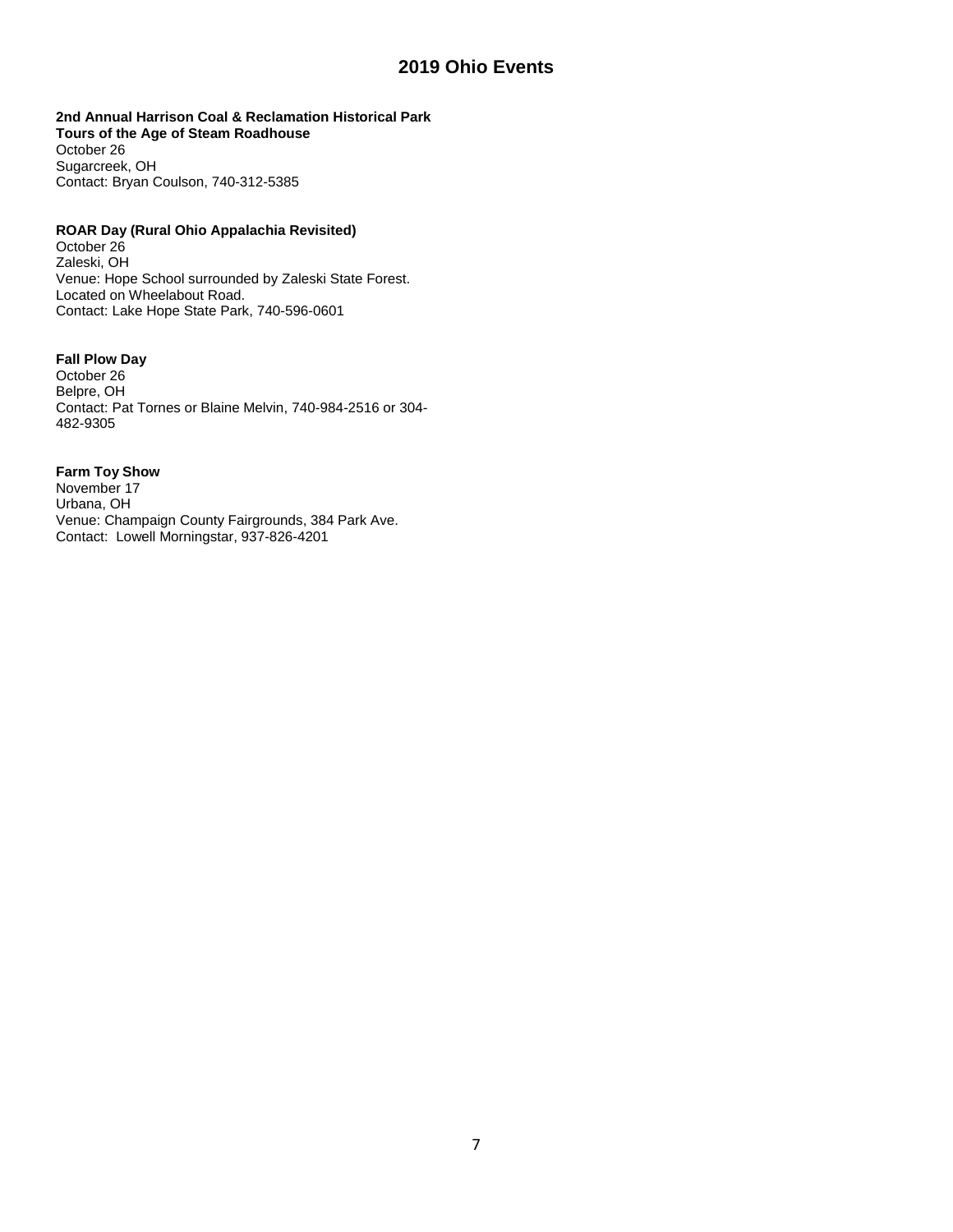# 2019 Ohio Events

**2nd Annual Harrison Coal & Reclamation Historical Park**
**Tours of the Age of Steam Roadhouse**
October 26
Sugarcreek, OH
Contact: Bryan Coulson, 740-312-5385

**ROAR Day (Rural Ohio Appalachia Revisited)**
October 26
Zaleski, OH
Venue: Hope School surrounded by Zaleski State Forest.
Located on Wheelabout Road.
Contact: Lake Hope State Park, 740-596-0601

**Fall Plow Day**
October 26
Belpre, OH
Contact: Pat Tornes or Blaine Melvin, 740-984-2516 or 304-482-9305

**Farm Toy Show**
November 17
Urbana, OH
Venue: Champaign County Fairgrounds, 384 Park Ave.
Contact: Lowell Morningstar, 937-826-4201